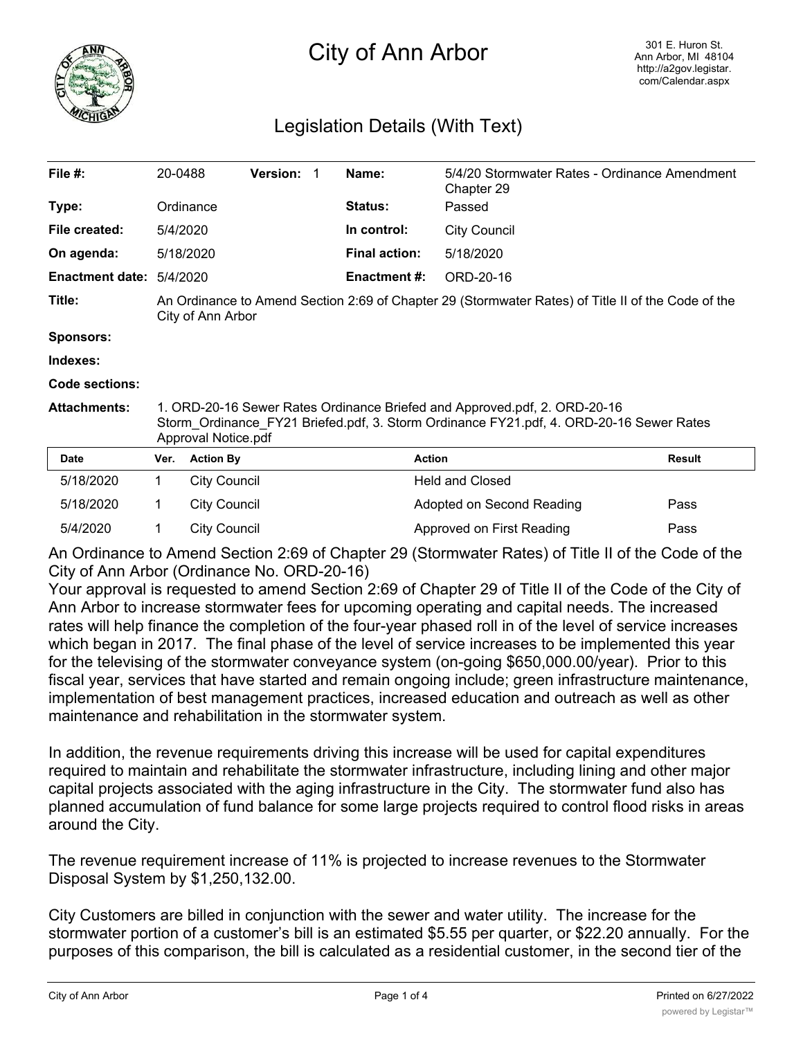# City of Ann Arbor

301 E. Huron St.
Ann Arbor, MI 48104
http://a2gov.legistar.com/Calendar.aspx

## Legislation Details (With Text)

| | | | |
|---|---|---|---|
| **File #:** | 20-0488 **Version:** 1 | **Name:** | 5/4/20 Stormwater Rates - Ordinance Amendment Chapter 29 |
| **Type:** | Ordinance | **Status:** | Passed |
| **File created:** | 5/4/2020 | **In control:** | City Council |
| **On agenda:** | 5/18/2020 | **Final action:** | 5/18/2020 |
| **Enactment date:** | 5/4/2020 | **Enactment #:** | ORD-20-16 |

**Title:** An Ordinance to Amend Section 2:69 of Chapter 29 (Stormwater Rates) of Title II of the Code of the City of Ann Arbor

**Sponsors:**

**Indexes:**

**Code sections:**

**Attachments:** 1. ORD-20-16 Sewer Rates Ordinance Briefed and Approved.pdf, 2. ORD-20-16 Storm_Ordinance_FY21 Briefed.pdf, 3. Storm Ordinance FY21.pdf, 4. ORD-20-16 Sewer Rates Approval Notice.pdf

| Date | Ver. | Action By | Action | Result |
|---|---|---|---|---|
| 5/18/2020 | 1 | City Council | Held and Closed | |
| 5/18/2020 | 1 | City Council | Adopted on Second Reading | Pass |
| 5/4/2020 | 1 | City Council | Approved on First Reading | Pass |

An Ordinance to Amend Section 2:69 of Chapter 29 (Stormwater Rates) of Title II of the Code of the City of Ann Arbor (Ordinance No. ORD-20-16)

Your approval is requested to amend Section 2:69 of Chapter 29 of Title II of the Code of the City of Ann Arbor to increase stormwater fees for upcoming operating and capital needs. The increased rates will help finance the completion of the four-year phased roll in of the level of service increases which began in 2017. The final phase of the level of service increases to be implemented this year for the televising of the stormwater conveyance system (on-going $650,000.00/year). Prior to this fiscal year, services that have started and remain ongoing include; green infrastructure maintenance, implementation of best management practices, increased education and outreach as well as other maintenance and rehabilitation in the stormwater system.

In addition, the revenue requirements driving this increase will be used for capital expenditures required to maintain and rehabilitate the stormwater infrastructure, including lining and other major capital projects associated with the aging infrastructure in the City. The stormwater fund also has planned accumulation of fund balance for some large projects required to control flood risks in areas around the City.

The revenue requirement increase of 11% is projected to increase revenues to the Stormwater Disposal System by $1,250,132.00.

City Customers are billed in conjunction with the sewer and water utility. The increase for the stormwater portion of a customer's bill is an estimated $5.55 per quarter, or $22.20 annually. For the purposes of this comparison, the bill is calculated as a residential customer, in the second tier of the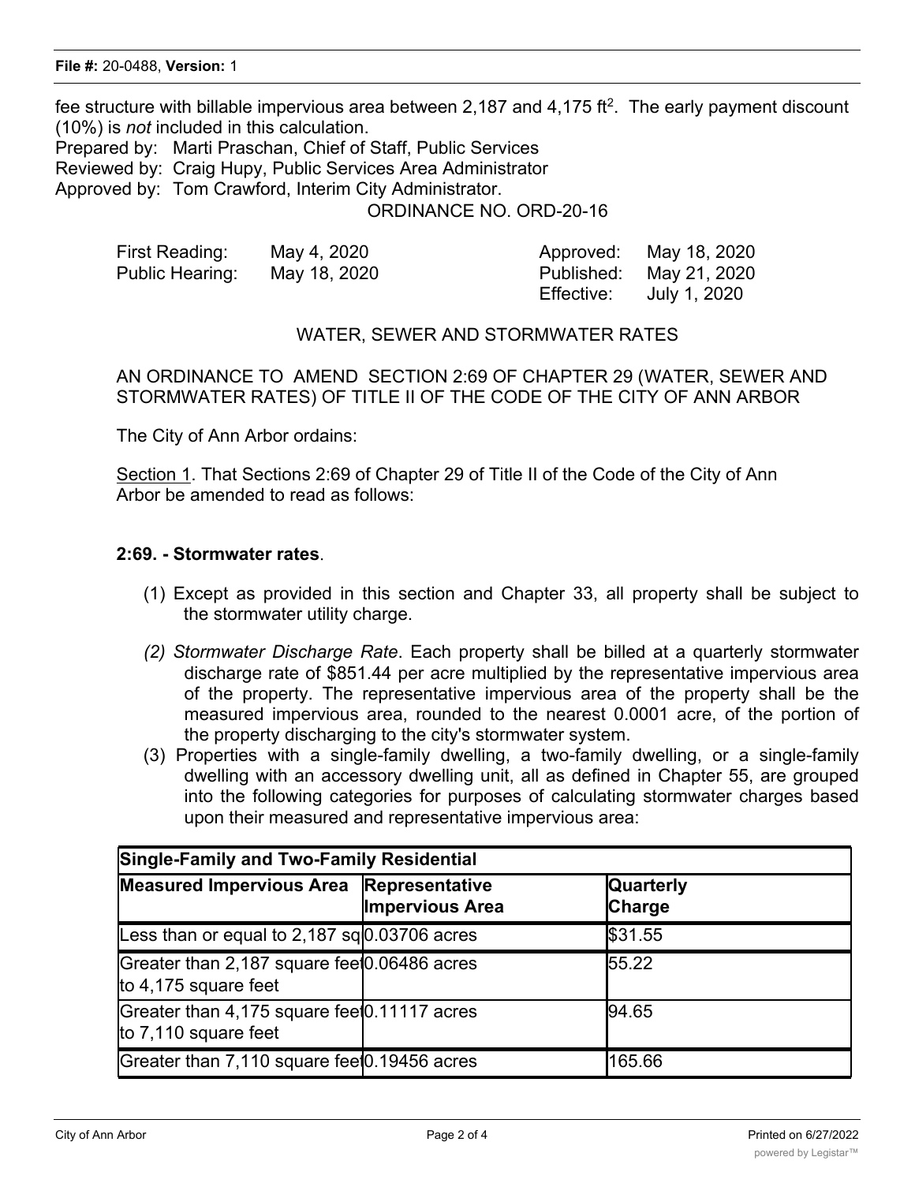fee structure with billable impervious area between 2,187 and 4,175 ft$^2$. The early payment discount (10%) is *not* included in this calculation.

Prepared by: Marti Praschan, Chief of Staff, Public Services
Reviewed by: Craig Hupy, Public Services Area Administrator
Approved by: Tom Crawford, Interim City Administrator.

ORDINANCE NO. ORD-20-16

| | | | |
|---|---|---|---|
| First Reading: | May 4, 2020 | Approved: | May 18, 2020 |
| Public Hearing: | May 18, 2020 | Published: | May 21, 2020 |
| | | Effective: | July 1, 2020 |

WATER, SEWER AND STORMWATER RATES

AN ORDINANCE TO AMEND SECTION 2:69 OF CHAPTER 29 (WATER, SEWER AND STORMWATER RATES) OF TITLE II OF THE CODE OF THE CITY OF ANN ARBOR

The City of Ann Arbor ordains:

Section 1. That Sections 2:69 of Chapter 29 of Title II of the Code of the City of Ann Arbor be amended to read as follows:

**2:69. - Stormwater rates**.

(1) Except as provided in this section and Chapter 33, all property shall be subject to the stormwater utility charge.

*(2) Stormwater Discharge Rate*. Each property shall be billed at a quarterly stormwater discharge rate of $851.44 per acre multiplied by the representative impervious area of the property. The representative impervious area of the property shall be the measured impervious area, rounded to the nearest 0.0001 acre, of the portion of the property discharging to the city's stormwater system.

(3) Properties with a single-family dwelling, a two-family dwelling, or a single-family dwelling with an accessory dwelling unit, all as defined in Chapter 55, are grouped into the following categories for purposes of calculating stormwater charges based upon their measured and representative impervious area:

| **Single-Family and Two-Family Residential** | | |
|---|---|---|
| **Measured Impervious Area** | **Representative Impervious Area** | **Quarterly Charge** |
| Less than or equal to 2,187 sq | 0.03706 acres | $31.55 |
| Greater than 2,187 square feet to 4,175 square feet | 0.06486 acres | 55.22 |
| Greater than 4,175 square feet to 7,110 square feet | 0.11117 acres | 94.65 |
| Greater than 7,110 square feet | 0.19456 acres | 165.66 |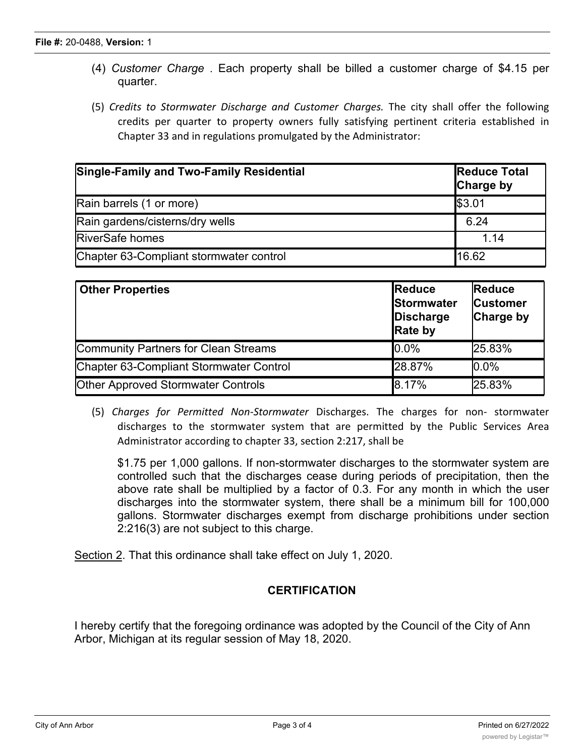(4) *Customer Charge* . Each property shall be billed a customer charge of $4.15 per quarter.

(5) *Credits to Stormwater Discharge and Customer Charges.* The city shall offer the following credits per quarter to property owners fully satisfying pertinent criteria established in Chapter 33 and in regulations promulgated by the Administrator:

| **Single-Family and Two-Family Residential** | **Reduce Total Charge by** |
|---|---|
| Rain barrels (1 or more) | $3.01 |
| Rain gardens/cisterns/dry wells | 6.24 |
| RiverSafe homes | 1.14 |
| Chapter 63-Compliant stormwater control | 16.62 |

| **Other Properties** | **Reduce Stormwater Discharge Rate by** | **Reduce Customer Charge by** |
|---|---|---|
| Community Partners for Clean Streams | 0.0% | 25.83% |
| Chapter 63-Compliant Stormwater Control | 28.87% | 0.0% |
| Other Approved Stormwater Controls | 8.17% | 25.83% |

(5) *Charges for Permitted Non-Stormwater* Discharges. The charges for non- stormwater discharges to the stormwater system that are permitted by the Public Services Area Administrator according to chapter 33, section 2:217, shall be

$1.75 per 1,000 gallons. If non-stormwater discharges to the stormwater system are controlled such that the discharges cease during periods of precipitation, then the above rate shall be multiplied by a factor of 0.3. For any month in which the user discharges into the stormwater system, there shall be a minimum bill for 100,000 gallons. Stormwater discharges exempt from discharge prohibitions under section 2:216(3) are not subject to this charge.

Section 2. That this ordinance shall take effect on July 1, 2020.

## CERTIFICATION

I hereby certify that the foregoing ordinance was adopted by the Council of the City of Ann Arbor, Michigan at its regular session of May 18, 2020.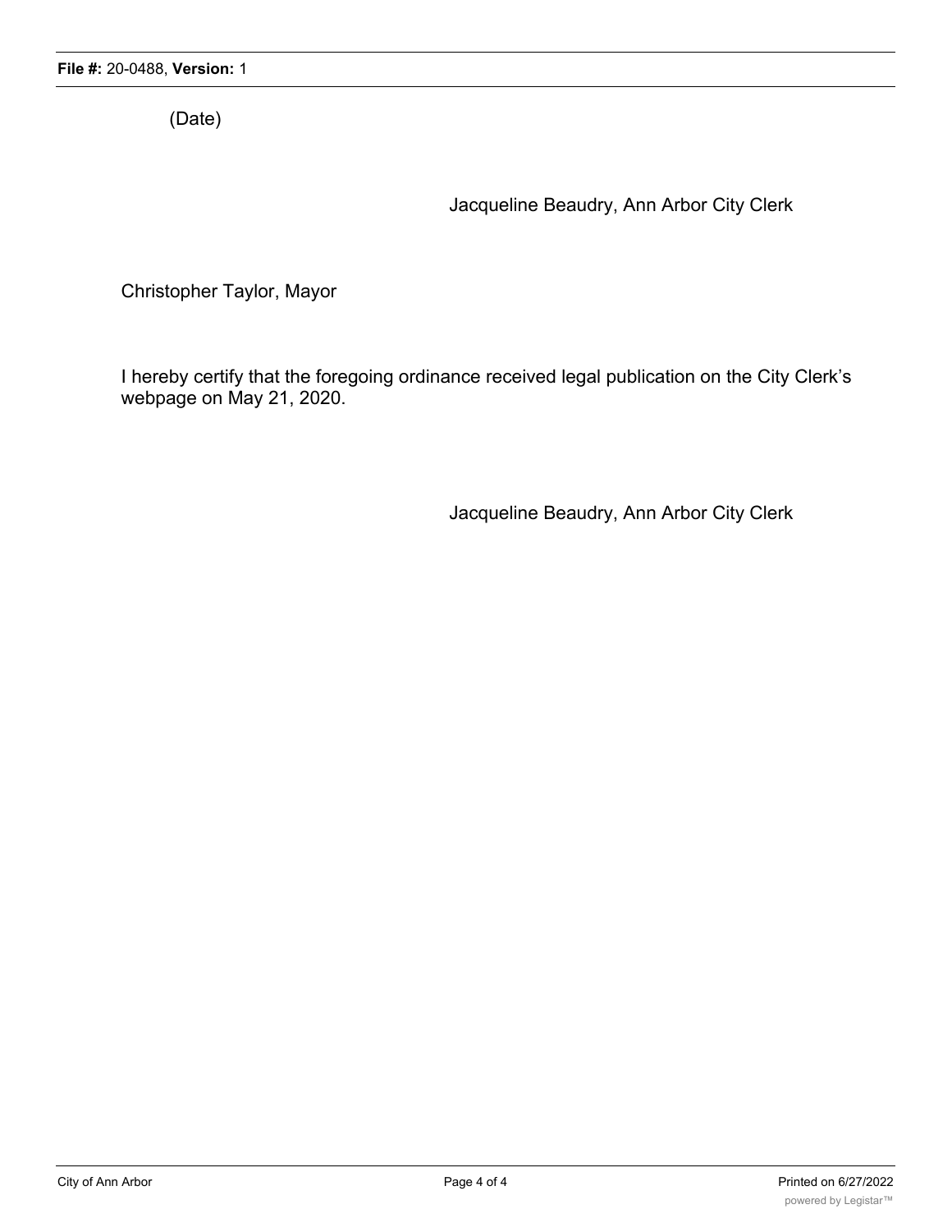(Date)

Jacqueline Beaudry, Ann Arbor City Clerk

Christopher Taylor, Mayor

I hereby certify that the foregoing ordinance received legal publication on the City Clerk's webpage on May 21, 2020.

Jacqueline Beaudry, Ann Arbor City Clerk